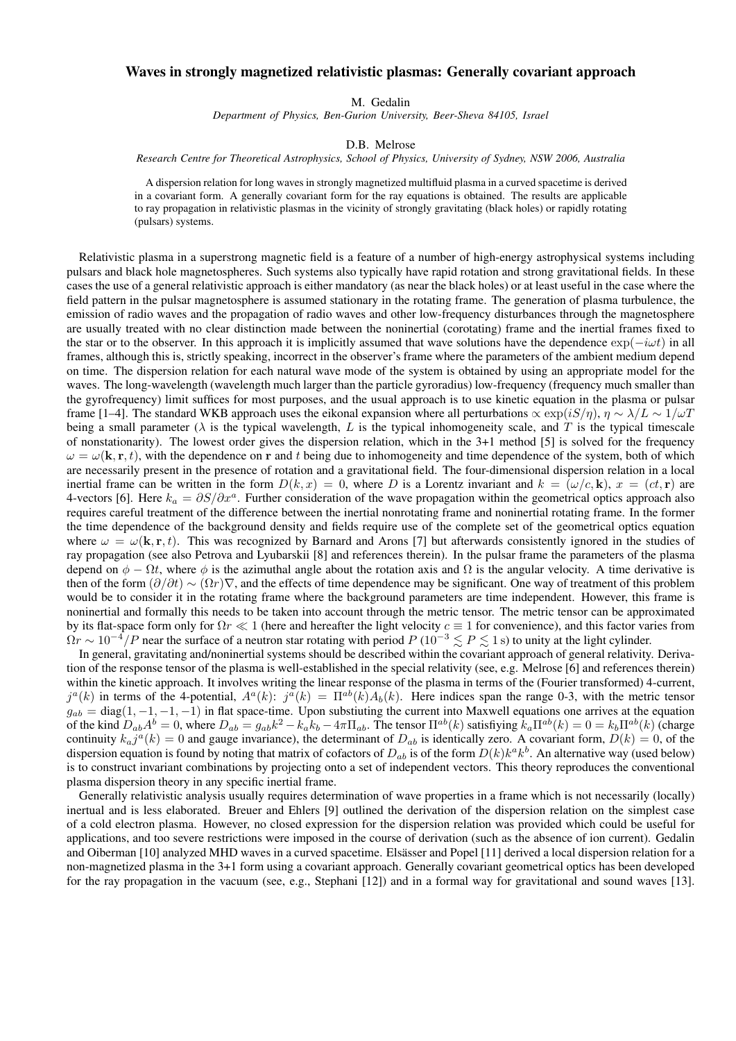# Waves in strongly magnetized relativistic plasmas: Generally covariant approach

M. Gedalin

*Department of Physics, Ben-Gurion University, Beer-Sheva 84105, Israel*

D.B. Melrose

*Research Centre for Theoretical Astrophysics, School of Physics, University of Sydney, NSW 2006, Australia*

A dispersion relation for long waves in strongly magnetized multifluid plasma in a curved spacetime is derived in a covariant form. A generally covariant form for the ray equations is obtained. The results are applicable to ray propagation in relativistic plasmas in the vicinity of strongly gravitating (black holes) or rapidly rotating (pulsars) systems.

Relativistic plasma in a superstrong magnetic field is a feature of a number of high-energy astrophysical systems including pulsars and black hole magnetospheres. Such systems also typically have rapid rotation and strong gravitational fields. In these cases the use of a general relativistic approach is either mandatory (as near the black holes) or at least useful in the case where the field pattern in the pulsar magnetosphere is assumed stationary in the rotating frame. The generation of plasma turbulence, the emission of radio waves and the propagation of radio waves and other low-frequency disturbances through the magnetosphere are usually treated with no clear distinction made between the noninertial (corotating) frame and the inertial frames fixed to the star or to the observer. In this approach it is implicitly assumed that wave solutions have the dependence $\exp(-i\omega t)$ in all frames, although this is, strictly speaking, incorrect in the observer's frame where the parameters of the ambient medium depend on time. The dispersion relation for each natural wave mode of the system is obtained by using an appropriate model for the waves. The long-wavelength (wavelength much larger than the particle gyroradius) low-frequency (frequency much smaller than the gyrofrequency) limit suffices for most purposes, and the usual approach is to use kinetic equation in the plasma or pulsar frame [1–4]. The standard WKB approach uses the eikonal expansion where all perturbations $\propto \exp(iS/\eta)$, $\eta \sim \lambda/L \sim 1/\omega T$ being a small parameter ($\lambda$ is the typical wavelength, $L$ is the typical inhomogeneity scale, and $T$ is the typical timescale of nonstationarity). The lowest order gives the dispersion relation, which in the 3+1 method [5] is solved for the frequency $\omega = \omega(\mathbf{k}, \mathbf{r}, t)$, with the dependence on $\mathbf{r}$ and $t$ being due to inhomogeneity and time dependence of the system, both of which are necessarily present in the presence of rotation and a gravitational field. The four-dimensional dispersion relation in a local inertial frame can be written in the form $D(k, x) = 0$, where $D$ is a Lorentz invariant and $k = (\omega/c, \mathbf{k})$, $x = (ct, \mathbf{r})$ are 4-vectors [6]. Here $k_a = \partial S/\partial x^a$. Further consideration of the wave propagation within the geometrical optics approach also requires careful treatment of the difference between the inertial nonrotating frame and noninertial rotating frame. In the former the time dependence of the background density and fields require use of the complete set of the geometrical optics equation where $\omega = \omega(\mathbf{k}, \mathbf{r}, t)$. This was recognized by Barnard and Arons [7] but afterwards consistently ignored in the studies of ray propagation (see also Petrova and Lyubarskii [8] and references therein). In the pulsar frame the parameters of the plasma depend on $\phi - \Omega t$, where $\phi$ is the azimuthal angle about the rotation axis and $\Omega$ is the angular velocity. A time derivative is then of the form $(\partial/\partial t) \sim (\Omega r)\nabla$, and the effects of time dependence may be significant. One way of treatment of this problem would be to consider it in the rotating frame where the background parameters are time independent. However, this frame is noninertial and formally this needs to be taken into account through the metric tensor. The metric tensor can be approximated by its flat-space form only for $\Omega r \ll 1$ (here and hereafter the light velocity $c \equiv 1$ for convenience), and this factor varies from $\Omega r \sim 10^{-4}/P$ near the surface of a neutron star rotating with period $P$ ($10^{-3} \lesssim P \lesssim 1\,\mathrm{s}$) to unity at the light cylinder.

In general, gravitating and/noninertial systems should be described within the covariant approach of general relativity. Derivation of the response tensor of the plasma is well-established in the special relativity (see, e.g. Melrose [6] and references therein) within the kinetic approach. It involves writing the linear response of the plasma in terms of the (Fourier transformed) 4-current, $j^a(k)$ in terms of the 4-potential, $A^a(k)$: $j^a(k) = \Pi^{ab}(k)A_b(k)$. Here indices span the range 0-3, with the metric tensor $g_{ab} = \mathrm{diag}(1, -1, -1, -1)$ in flat space-time. Upon substiuting the current into Maxwell equations one arrives at the equation of the kind $D_{ab}A^b = 0$, where $D_{ab} = g_{ab}k^2 - k_a k_b - 4\pi\Pi_{ab}$. The tensor $\Pi^{ab}(k)$ satisfiying $k_a\Pi^{ab}(k) = 0 = k_b\Pi^{ab}(k)$ (charge continuity $k_a j^a(k) = 0$ and gauge invariance), the determinant of $D_{ab}$ is identically zero. A covariant form, $D(k) = 0$, of the dispersion equation is found by noting that matrix of cofactors of $D_{ab}$ is of the form $D(k)k^a k^b$. An alternative way (used below) is to construct invariant combinations by projecting onto a set of independent vectors. This theory reproduces the conventional plasma dispersion theory in any specific inertial frame.

Generally relativistic analysis usually requires determination of wave properties in a frame which is not necessarily (locally) inertual and is less elaborated. Breuer and Ehlers [9] outlined the derivation of the dispersion relation on the simplest case of a cold electron plasma. However, no closed expression for the dispersion relation was provided which could be useful for applications, and too severe restrictions were imposed in the course of derivation (such as the absence of ion current). Gedalin and Oiberman [10] analyzed MHD waves in a curved spacetime. Elsässer and Popel [11] derived a local dispersion relation for a non-magnetized plasma in the 3+1 form using a covariant approach. Generally covariant geometrical optics has been developed for the ray propagation in the vacuum (see, e.g., Stephani [12]) and in a formal way for gravitational and sound waves [13].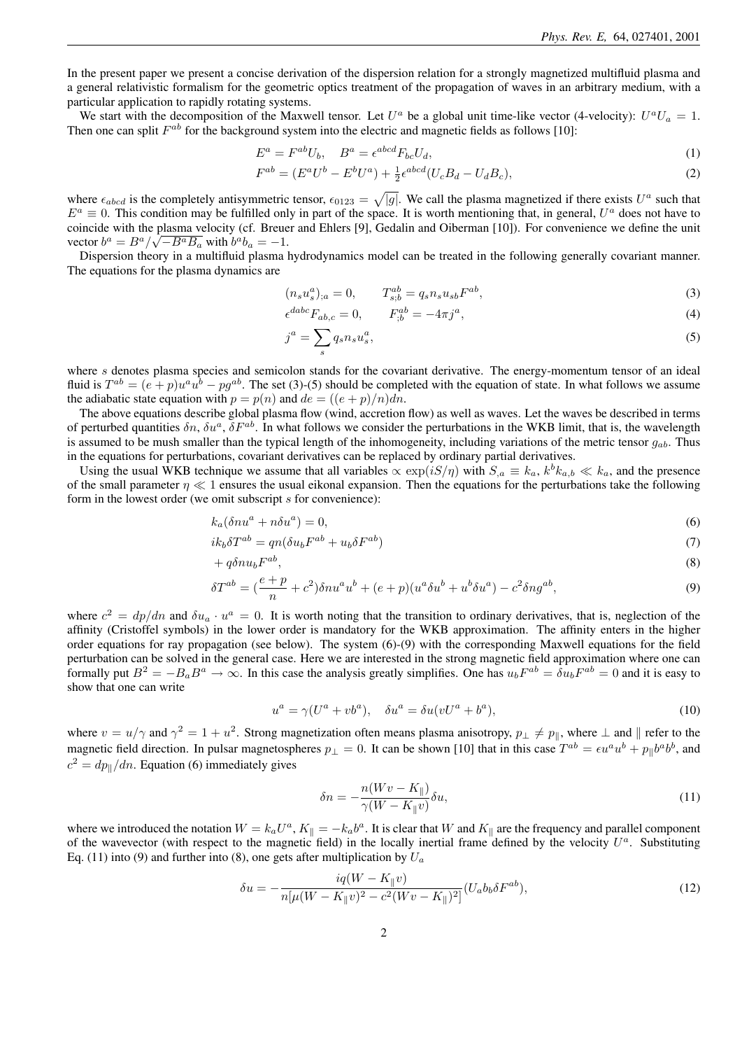In the present paper we present a concise derivation of the dispersion relation for a strongly magnetized multifluid plasma and a general relativistic formalism for the geometric optics treatment of the propagation of waves in an arbitrary medium, with a particular application to rapidly rotating systems.

We start with the decomposition of the Maxwell tensor. Let $U^a$ be a global unit time-like vector (4-velocity): $U^a U_a = 1$. Then one can split $F^{ab}$ for the background system into the electric and magnetic fields as follows [10]:

$$E^a = F^{ab} U_b, \quad B^a = \epsilon^{abcd} F_{bc} U_d, \tag{1}$$

$$F^{ab} = (E^a U^b - E^b U^a) + \tfrac{1}{2} \epsilon^{abcd} (U_c B_d - U_d B_c), \tag{2}$$

where $\epsilon_{abcd}$ is the completely antisymmetric tensor, $\epsilon_{0123} = \sqrt{|g|}$. We call the plasma magnetized if there exists $U^a$ such that $E^a \equiv 0$. This condition may be fulfilled only in part of the space. It is worth mentioning that, in general, $U^a$ does not have to coincide with the plasma velocity (cf. Breuer and Ehlers [9], Gedalin and Oiberman [10]). For convenience we define the unit vector $b^a = B^a / \sqrt{-B^a B_a}$ with $b^a b_a = -1$.

Dispersion theory in a multifluid plasma hydrodynamics model can be treated in the following generally covariant manner. The equations for the plasma dynamics are

$$(n_s u_s^a)_{;a} = 0, \qquad T_{s;b}^{ab} = q_s n_s u_{sb} F^{ab}, \tag{3}$$

$$\epsilon^{dabc} F_{ab,c} = 0, \qquad F_{;b}^{ab} = -4\pi j^a, \tag{4}$$

$$j^a = \sum_s q_s n_s u_s^a, \tag{5}$$

where $s$ denotes plasma species and semicolon stands for the covariant derivative. The energy-momentum tensor of an ideal fluid is $T^{ab} = (e+p) u^a u^b - p g^{ab}$. The set (3)-(5) should be completed with the equation of state. In what follows we assume the adiabatic state equation with $p = p(n)$ and $de = ((e+p)/n) dn$.

The above equations describe global plasma flow (wind, accretion flow) as well as waves. Let the waves be described in terms of perturbed quantities $\delta n$, $\delta u^a$, $\delta F^{ab}$. In what follows we consider the perturbations in the WKB limit, that is, the wavelength is assumed to be mush smaller than the typical length of the inhomogeneity, including variations of the metric tensor $g_{ab}$. Thus in the equations for perturbations, covariant derivatives can be replaced by ordinary partial derivatives.

Using the usual WKB technique we assume that all variables $\propto \exp(iS/\eta)$ with $S_{,a} \equiv k_a$, $k^b k_{a,b} \ll k_a$, and the presence of the small parameter $\eta \ll 1$ ensures the usual eikonal expansion. Then the equations for the perturbations take the following form in the lowest order (we omit subscript $s$ for convenience):

$$k_a (\delta n u^a + n \delta u^a) = 0, \tag{6}$$

$$i k_b \delta T^{ab} = q n (\delta u_b F^{ab} + u_b \delta F^{ab}) \tag{7}$$

$$+ q \delta n u_b F^{ab}, \tag{8}$$

$$\delta T^{ab} = (\frac{e+p}{n} + c^2) \delta n u^a u^b + (e+p)(u^a \delta u^b + u^b \delta u^a) - c^2 \delta n g^{ab}, \tag{9}$$

where $c^2 = dp/dn$ and $\delta u_a \cdot u^a = 0$. It is worth noting that the transition to ordinary derivatives, that is, neglection of the affinity (Cristoffel symbols) in the lower order is mandatory for the WKB approximation. The affinity enters in the higher order equations for ray propagation (see below). The system (6)-(9) with the corresponding Maxwell equations for the field perturbation can be solved in the general case. Here we are interested in the strong magnetic field approximation where one can formally put $B^2 = -B_a B^a \to \infty$. In this case the analysis greatly simplifies. One has $u_b F^{ab} = \delta u_b F^{ab} = 0$ and it is easy to show that one can write

$$u^a = \gamma (U^a + v b^a), \quad \delta u^a = \delta u (v U^a + b^a), \tag{10}$$

where $v = u/\gamma$ and $\gamma^2 = 1 + u^2$. Strong magnetization often means plasma anisotropy, $p_\perp \neq p_\parallel$, where $\perp$ and $\parallel$ refer to the magnetic field direction. In pulsar magnetospheres $p_\perp = 0$. It can be shown [10] that in this case $T^{ab} = \epsilon u^a u^b + p_\parallel b^a b^b$, and $c^2 = dp_\parallel / dn$. Equation (6) immediately gives

$$\delta n = -\frac{n (W v - K_\parallel)}{\gamma (W - K_\parallel v)} \delta u, \tag{11}$$

where we introduced the notation $W = k_a U^a$, $K_\parallel = -k_a b^a$. It is clear that $W$ and $K_\parallel$ are the frequency and parallel component of the wavevector (with respect to the magnetic field) in the locally inertial frame defined by the velocity $U^a$. Substituting Eq. (11) into (9) and further into (8), one gets after multiplication by $U_a$

$$\delta u = -\frac{i q (W - K_\parallel v)}{n [\mu (W - K_\parallel v)^2 - c^2 (W v - K_\parallel)^2]} (U_a b_b \delta F^{ab}), \tag{12}$$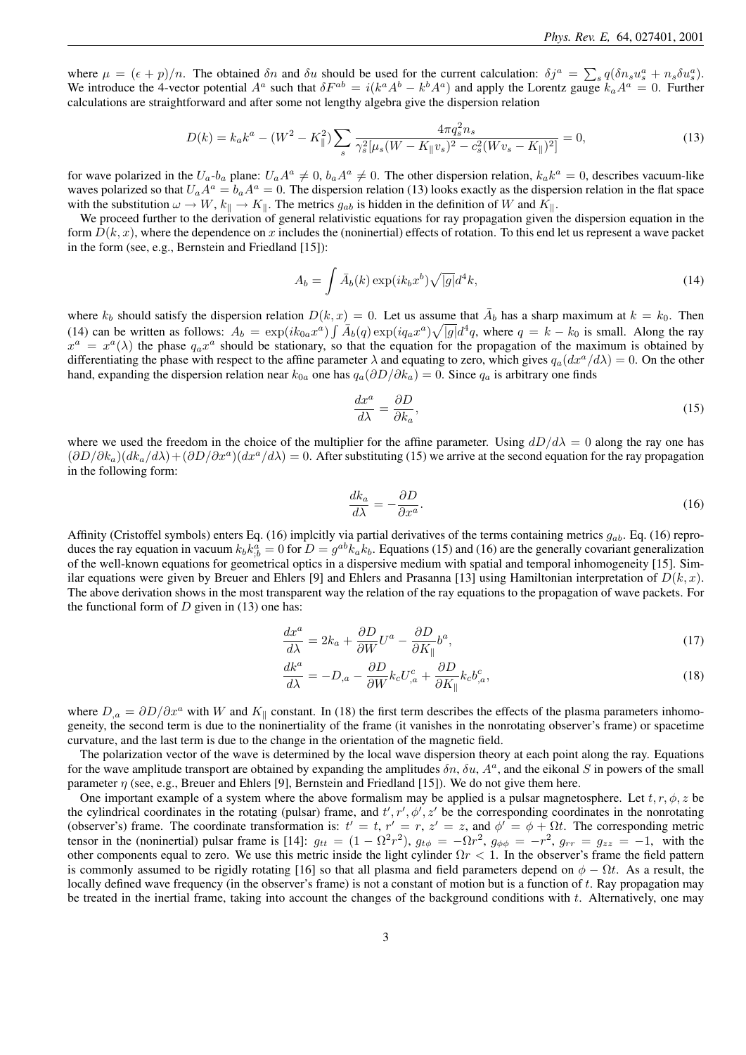where $\mu = (\epsilon + p)/n$. The obtained $\delta n$ and $\delta u$ should be used for the current calculation: $\delta j^a = \sum_s q(\delta n_s u_s^a + n_s \delta u_s^a)$. We introduce the 4-vector potential $A^a$ such that $\delta F^{ab} = i(k^a A^b - k^b A^a)$ and apply the Lorentz gauge $k_a A^a = 0$. Further calculations are straightforward and after some not lengthy algebra give the dispersion relation

$$D(k) = k_a k^a - (W^2 - K_\parallel^2) \sum_s \frac{4\pi q_s^2 n_s}{\gamma_s^2 [\mu_s (W - K_\parallel v_s)^2 - c_s^2 (W v_s - K_\parallel)^2]} = 0, \tag{13}$$

for wave polarized in the $U_a$-$b_a$ plane: $U_a A^a \neq 0$, $b_a A^a \neq 0$. The other dispersion relation, $k_a k^a = 0$, describes vacuum-like waves polarized so that $U_a A^a = b_a A^a = 0$. The dispersion relation (13) looks exactly as the dispersion relation in the flat space with the substitution $\omega \to W$, $k_\parallel \to K_\parallel$. The metrics $g_{ab}$ is hidden in the definition of $W$ and $K_\parallel$.

We proceed further to the derivation of general relativistic equations for ray propagation given the dispersion equation in the form $D(k, x)$, where the dependence on $x$ includes the (noninertial) effects of rotation. To this end let us represent a wave packet in the form (see, e.g., Bernstein and Friedland [15]):

$$A_b = \int \bar{A}_b(k) \exp(i k_b x^b) \sqrt{|g|} d^4 k, \tag{14}$$

where $k_b$ should satisfy the dispersion relation $D(k, x) = 0$. Let us assume that $\bar{A}_b$ has a sharp maximum at $k = k_0$. Then (14) can be written as follows: $A_b = \exp(i k_{0a} x^a) \int \bar{A}_b(q) \exp(i q_a x^a) \sqrt{|g|} d^4 q$, where $q = k - k_0$ is small. Along the ray $x^a = x^a(\lambda)$ the phase $q_a x^a$ should be stationary, so that the equation for the propagation of the maximum is obtained by differentiating the phase with respect to the affine parameter $\lambda$ and equating to zero, which gives $q_a (dx^a/d\lambda) = 0$. On the other hand, expanding the dispersion relation near $k_{0a}$ one has $q_a (\partial D/\partial k_a) = 0$. Since $q_a$ is arbitrary one finds

$$\frac{dx^a}{d\lambda} = \frac{\partial D}{\partial k_a}, \tag{15}$$

where we used the freedom in the choice of the multiplier for the affine parameter. Using $dD/d\lambda = 0$ along the ray one has $(\partial D/\partial k_a)(dk_a/d\lambda) + (\partial D/\partial x^a)(dx^a/d\lambda) = 0$. After substituting (15) we arrive at the second equation for the ray propagation in the following form:

$$\frac{dk_a}{d\lambda} = -\frac{\partial D}{\partial x^a}. \tag{16}$$

Affinity (Cristoffel symbols) enters Eq. (16) implcitly via partial derivatives of the terms containing metrics $g_{ab}$. Eq. (16) reproduces the ray equation in vacuum $k_b k^a_{;b} = 0$ for $D = g^{ab} k_a k_b$. Equations (15) and (16) are the generally covariant generalization of the well-known equations for geometrical optics in a dispersive medium with spatial and temporal inhomogeneity [15]. Similar equations were given by Breuer and Ehlers [9] and Ehlers and Prasanna [13] using Hamiltonian interpretation of $D(k, x)$. The above derivation shows in the most transparent way the relation of the ray equations to the propagation of wave packets. For the functional form of $D$ given in (13) one has:

$$\frac{dx^a}{d\lambda} = 2k_a + \frac{\partial D}{\partial W} U^a - \frac{\partial D}{\partial K_\parallel} b^a, \tag{17}$$

$$\frac{dk^a}{d\lambda} = -D_{,a} - \frac{\partial D}{\partial W} k_c U^c_{,a} + \frac{\partial D}{\partial K_\parallel} k_c b^c_{,a}, \tag{18}$$

where $D_{,a} = \partial D/\partial x^a$ with $W$ and $K_\parallel$ constant. In (18) the first term describes the effects of the plasma parameters inhomogeneity, the second term is due to the noninertiality of the frame (it vanishes in the nonrotating observer's frame) or spacetime curvature, and the last term is due to the change in the orientation of the magnetic field.

The polarization vector of the wave is determined by the local wave dispersion theory at each point along the ray. Equations for the wave amplitude transport are obtained by expanding the amplitudes $\delta n$, $\delta u$, $A^a$, and the eikonal $S$ in powers of the small parameter $\eta$ (see, e.g., Breuer and Ehlers [9], Bernstein and Friedland [15]). We do not give them here.

One important example of a system where the above formalism may be applied is a pulsar magnetosphere. Let $t, r, \phi, z$ be the cylindrical coordinates in the rotating (pulsar) frame, and $t', r', \phi', z'$ be the corresponding coordinates in the nonrotating (observer's) frame. The coordinate transformation is: $t' = t$, $r' = r$, $z' = z$, and $\phi' = \phi + \Omega t$. The corresponding metric tensor in the (noninertial) pulsar frame is [14]: $g_{tt} = (1 - \Omega^2 r^2)$, $g_{t\phi} = -\Omega r^2$, $g_{\phi\phi} = -r^2$, $g_{rr} = g_{zz} = -1$, with the other components equal to zero. We use this metric inside the light cylinder $\Omega r < 1$. In the observer's frame the field pattern is commonly assumed to be rigidly rotating [16] so that all plasma and field parameters depend on $\phi - \Omega t$. As a result, the locally defined wave frequency (in the observer's frame) is not a constant of motion but is a function of $t$. Ray propagation may be treated in the inertial frame, taking into account the changes of the background conditions with $t$. Alternatively, one may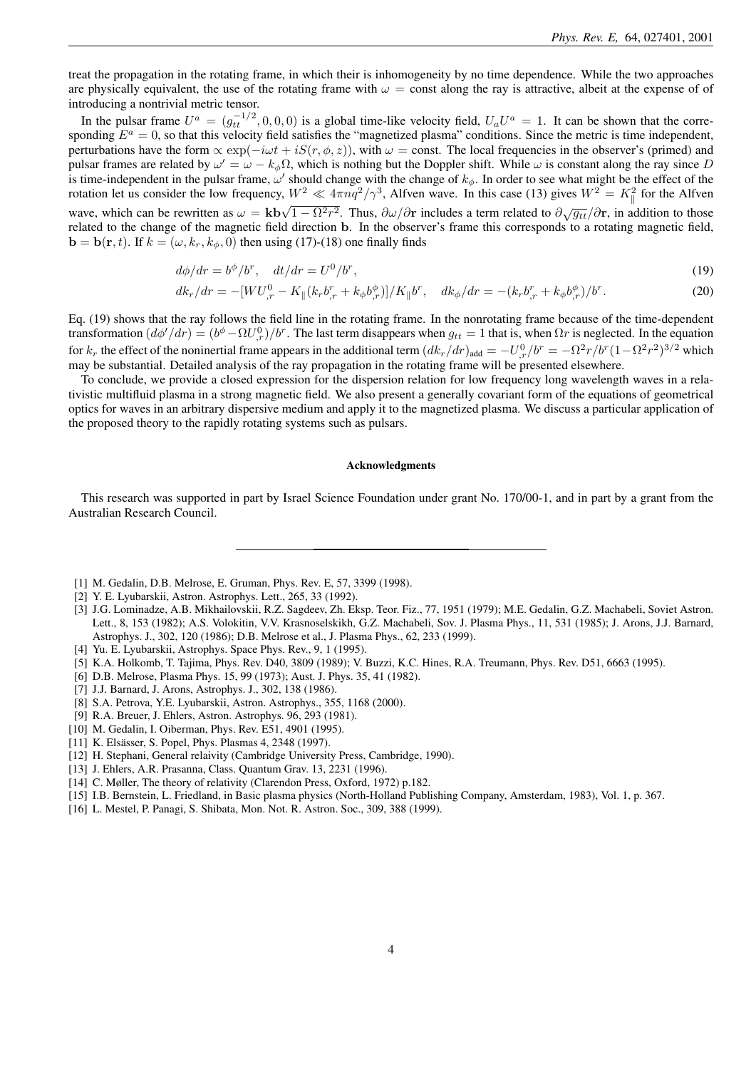treat the propagation in the rotating frame, in which their is inhomogeneity by no time dependence. While the two approaches are physically equivalent, the use of the rotating frame with $\omega = \text{const}$ along the ray is attractive, albeit at the expense of of introducing a nontrivial metric tensor.

In the pulsar frame $U^a = (g_{tt}^{-1/2}, 0, 0, 0)$ is a global time-like velocity field, $U_a U^a = 1$. It can be shown that the corresponding $E^a = 0$, so that this velocity field satisfies the "magnetized plasma" conditions. Since the metric is time independent, perturbations have the form $\propto \exp(-i\omega t + iS(r, \phi, z))$, with $\omega = \text{const}$. The local frequencies in the observer's (primed) and pulsar frames are related by $\omega' = \omega - k_\phi \Omega$, which is nothing but the Doppler shift. While $\omega$ is constant along the ray since $D$ is time-independent in the pulsar frame, $\omega'$ should change with the change of $k_\phi$. In order to see what might be the effect of the rotation let us consider the low frequency, $W^2 \ll 4\pi n q^2/\gamma^3$, Alfven wave. In this case (13) gives $W^2 = K_\parallel^2$ for the Alfven wave, which can be rewritten as $\omega = \mathbf{kb}\sqrt{1 - \Omega^2 r^2}$. Thus, $\partial\omega/\partial\mathbf{r}$ includes a term related to $\partial\sqrt{g_{tt}}/\partial\mathbf{r}$, in addition to those related to the change of the magnetic field direction $\mathbf{b}$. In the observer's frame this corresponds to a rotating magnetic field, $\mathbf{b} = \mathbf{b}(\mathbf{r}, t)$. If $k = (\omega, k_r, k_\phi, 0)$ then using (17)-(18) one finally finds

$$d\phi/dr = b^\phi/b^r, \quad dt/dr = U^0/b^r, \tag{19}$$

$$dk_r/dr = -[WU^0_{,r} - K_\parallel(k_r b^r_{,r} + k_\phi b^\phi_{,r})]/K_\parallel b^r, \quad dk_\phi/dr = -(k_r b^r_{,r} + k_\phi b^\phi_{,r})/b^r. \tag{20}$$

Eq. (19) shows that the ray follows the field line in the rotating frame. In the nonrotating frame because of the time-dependent transformation $(d\phi'/dr) = (b^\phi - \Omega U^0_{,r})/b^r$. The last term disappears when $g_{tt} = 1$ that is, when $\Omega r$ is neglected. In the equation for $k_r$ the effect of the noninertial frame appears in the additional term $(dk_r/dr)_{\text{add}} = -U^0_{,r}/b^r = -\Omega^2 r/b^r(1 - \Omega^2 r^2)^{3/2}$ which may be substantial. Detailed analysis of the ray propagation in the rotating frame will be presented elsewhere.

To conclude, we provide a closed expression for the dispersion relation for low frequency long wavelength waves in a relativistic multifluid plasma in a strong magnetic field. We also present a generally covariant form of the equations of geometrical optics for waves in an arbitrary dispersive medium and apply it to the magnetized plasma. We discuss a particular application of the proposed theory to the rapidly rotating systems such as pulsars.

#### Acknowledgments

This research was supported in part by Israel Science Foundation under grant No. 170/00-1, and in part by a grant from the Australian Research Council.

---

[1] M. Gedalin, D.B. Melrose, E. Gruman, Phys. Rev. E, 57, 3399 (1998).

[2] Y. E. Lyubarskii, Astron. Astrophys. Lett., 265, 33 (1992).

[3] J.G. Lominadze, A.B. Mikhailovskii, R.Z. Sagdeev, Zh. Eksp. Teor. Fiz., 77, 1951 (1979); M.E. Gedalin, G.Z. Machabeli, Soviet Astron. Lett., 8, 153 (1982); A.S. Volokitin, V.V. Krasnoselskikh, G.Z. Machabeli, Sov. J. Plasma Phys., 11, 531 (1985); J. Arons, J.J. Barnard, Astrophys. J., 302, 120 (1986); D.B. Melrose et al., J. Plasma Phys., 62, 233 (1999).

[4] Yu. E. Lyubarskii, Astrophys. Space Phys. Rev., 9, 1 (1995).

[5] K.A. Holkomb, T. Tajima, Phys. Rev. D40, 3809 (1989); V. Buzzi, K.C. Hines, R.A. Treumann, Phys. Rev. D51, 6663 (1995).

[6] D.B. Melrose, Plasma Phys. 15, 99 (1973); Aust. J. Phys. 35, 41 (1982).

[7] J.J. Barnard, J. Arons, Astrophys. J., 302, 138 (1986).

[8] S.A. Petrova, Y.E. Lyubarskii, Astron. Astrophys., 355, 1168 (2000).

[9] R.A. Breuer, J. Ehlers, Astron. Astrophys. 96, 293 (1981).

[10] M. Gedalin, I. Oiberman, Phys. Rev. E51, 4901 (1995).

[11] K. Elsässer, S. Popel, Phys. Plasmas 4, 2348 (1997).

[12] H. Stephani, General relaivity (Cambridge University Press, Cambridge, 1990).

[13] J. Ehlers, A.R. Prasanna, Class. Quantum Grav. 13, 2231 (1996).

[14] C. Møller, The theory of relativity (Clarendon Press, Oxford, 1972) p.182.

[15] I.B. Bernstein, L. Friedland, in Basic plasma physics (North-Holland Publishing Company, Amsterdam, 1983), Vol. 1, p. 367.

[16] L. Mestel, P. Panagi, S. Shibata, Mon. Not. R. Astron. Soc., 309, 388 (1999).